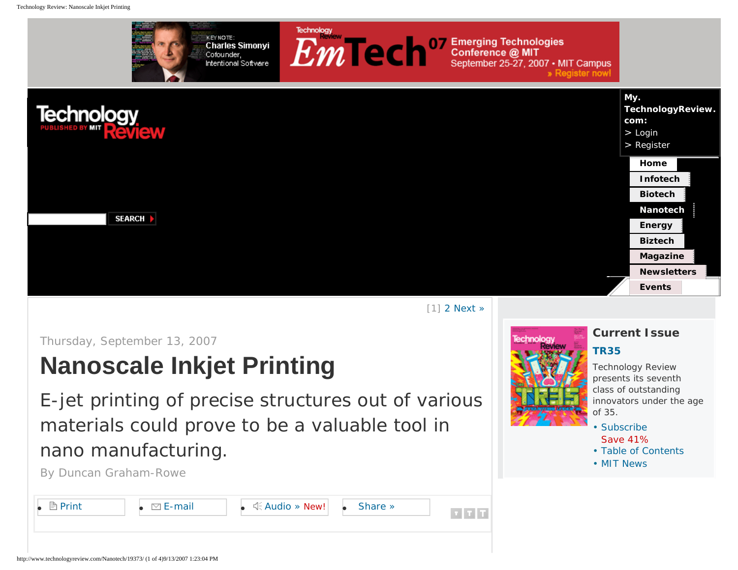KEYNOTE: Charles Simonyi Cofounder, Intentional Software

Technology Review EmTech07 Emerging Technologies Conference @ MIT September 25-27, 2007 • MIT Campus » Register now!

Technology Review PUBLISHED BY MIT

SEARCH

My. TechnologyReview. com:
> Login
> Register

- Home
- Infotech
- Biotech
- Nanotech
- Energy
- Biztech
- Magazine
- Newsletters
- Events

[1] 2 Next »

Thursday, September 13, 2007

# Nanoscale Inkjet Printing

E-jet printing of precise structures out of various materials could prove to be a valuable tool in nano manufacturing.

By Duncan Graham-Rowe

- Print
- E-mail
- Audio » New!
- Share »

## Current Issue

**TR35**

Technology Review presents its seventh class of outstanding innovators under the age of 35.

- Subscribe Save 41%
- Table of Contents
- MIT News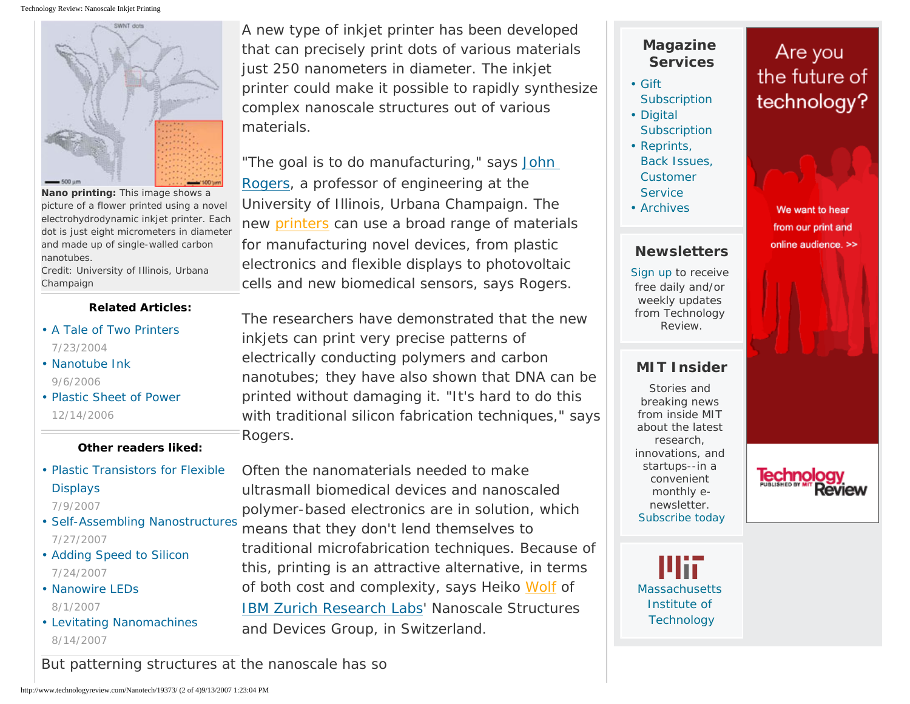**Nano printing:** This image shows a picture of a flower printed using a novel electrohydrodynamic inkjet printer. Each dot is just eight micrometers in diameter and made up of single-walled carbon nanotubes.
Credit: University of Illinois, Urbana Champaign

**Related Articles:**

- A Tale of Two Printers
  7/23/2004
- Nanotube Ink
  9/6/2006
- Plastic Sheet of Power
  12/14/2006

**Other readers liked:**

- Plastic Transistors for Flexible Displays
  7/9/2007
- Self-Assembling Nanostructures
  7/27/2007
- Adding Speed to Silicon
  7/24/2007
- Nanowire LEDs
  8/1/2007
- Levitating Nanomachines
  8/14/2007

A new type of inkjet printer has been developed that can precisely print dots of various materials just 250 nanometers in diameter. The inkjet printer could make it possible to rapidly synthesize complex nanoscale structures out of various materials.

"The goal is to do manufacturing," says John Rogers, a professor of engineering at the University of Illinois, Urbana Champaign. The new printers can use a broad range of materials for manufacturing novel devices, from plastic electronics and flexible displays to photovoltaic cells and new biomedical sensors, says Rogers.

The researchers have demonstrated that the new inkjets can print very precise patterns of electrically conducting polymers and carbon nanotubes; they have also shown that DNA can be printed without damaging it. "It's hard to do this with traditional silicon fabrication techniques," says Rogers.

Often the nanomaterials needed to make ultrasmall biomedical devices and nanoscaled polymer-based electronics are in solution, which means that they don't lend themselves to traditional microfabrication techniques. Because of this, printing is an attractive alternative, in terms of both cost and complexity, says Heiko Wolf of IBM Zurich Research Labs' Nanoscale Structures and Devices Group, in Switzerland.

But patterning structures at the nanoscale has so

## Magazine Services

- Gift Subscription
- Digital Subscription
- Reprints, Back Issues, Customer Service
- Archives

## Newsletters

Sign up to receive free daily and/or weekly updates from Technology Review.

## MIT Insider

Stories and breaking news from inside MIT about the latest research, innovations, and startups--in a convenient monthly e-newsletter.
Subscribe today

Massachusetts Institute of Technology

Are you the future of technology?

We want to hear from our print and online audience. >>

Technology Review published by MIT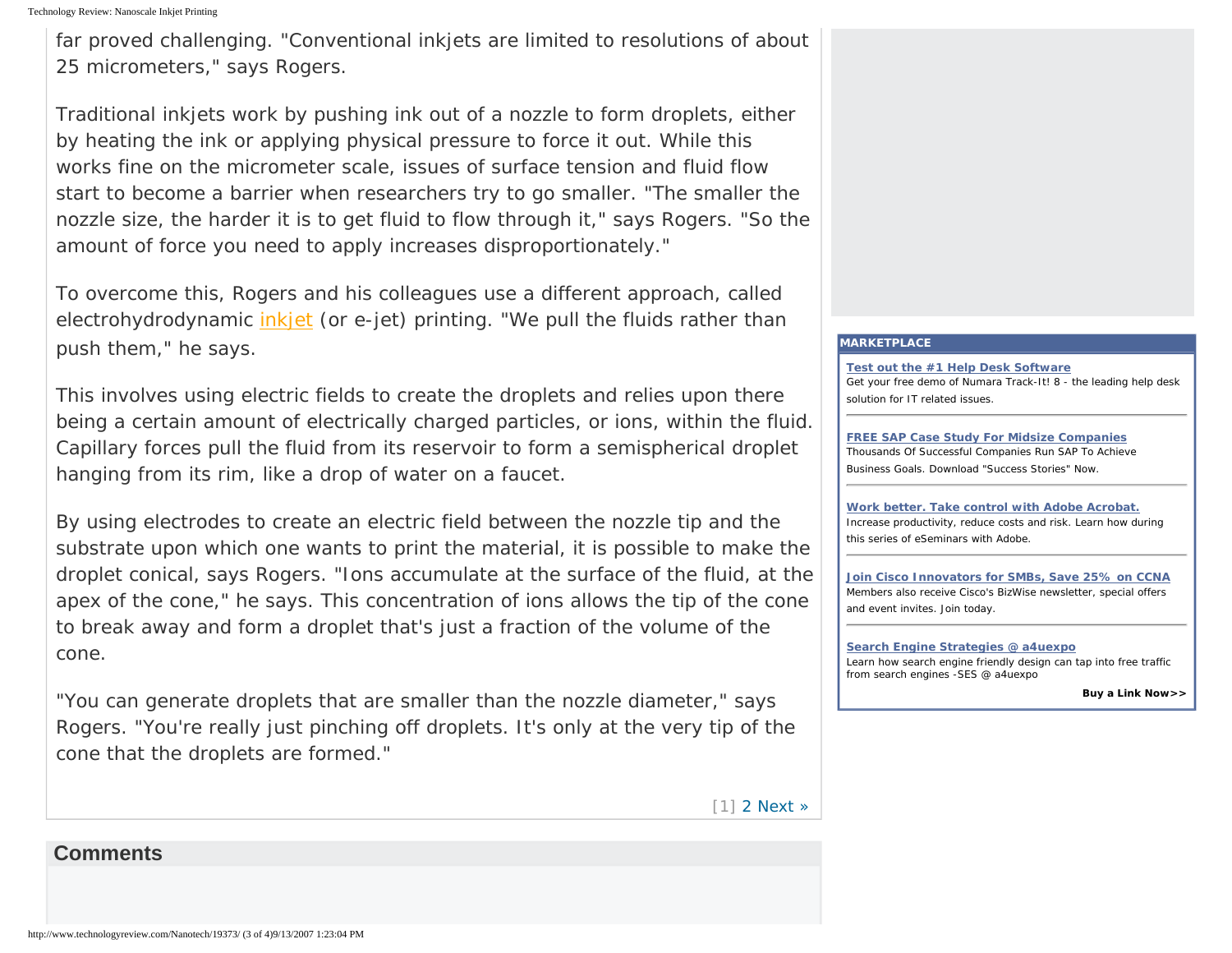far proved challenging. "Conventional inkjets are limited to resolutions of about 25 micrometers," says Rogers.

Traditional inkjets work by pushing ink out of a nozzle to form droplets, either by heating the ink or applying physical pressure to force it out. While this works fine on the micrometer scale, issues of surface tension and fluid flow start to become a barrier when researchers try to go smaller. "The smaller the nozzle size, the harder it is to get fluid to flow through it," says Rogers. "So the amount of force you need to apply increases disproportionately."

To overcome this, Rogers and his colleagues use a different approach, called electrohydrodynamic inkjet (or e-jet) printing. "We pull the fluids rather than push them," he says.

This involves using electric fields to create the droplets and relies upon there being a certain amount of electrically charged particles, or ions, within the fluid. Capillary forces pull the fluid from its reservoir to form a semispherical droplet hanging from its rim, like a drop of water on a faucet.

By using electrodes to create an electric field between the nozzle tip and the substrate upon which one wants to print the material, it is possible to make the droplet conical, says Rogers. "Ions accumulate at the surface of the fluid, at the apex of the cone," he says. This concentration of ions allows the tip of the cone to break away and form a droplet that's just a fraction of the volume of the cone.

"You can generate droplets that are smaller than the nozzle diameter," says Rogers. "You're really just pinching off droplets. It's only at the very tip of the cone that the droplets are formed."

[1] 2 Next »

## Comments

**MARKETPLACE**

**Test out the #1 Help Desk Software**
Get your free demo of Numara Track-It! 8 - the leading help desk solution for IT related issues.

**FREE SAP Case Study For Midsize Companies**
Thousands Of Successful Companies Run SAP To Achieve Business Goals. Download "Success Stories" Now.

**Work better. Take control with Adobe Acrobat.**
Increase productivity, reduce costs and risk. Learn how during this series of eSeminars with Adobe.

**Join Cisco Innovators for SMBs, Save 25% on CCNA**
Members also receive Cisco's BizWise newsletter, special offers and event invites. Join today.

**Search Engine Strategies @ a4uexpo**
Learn how search engine friendly design can tap into free traffic from search engines -SES @ a4uexpo

**Buy a Link Now>>**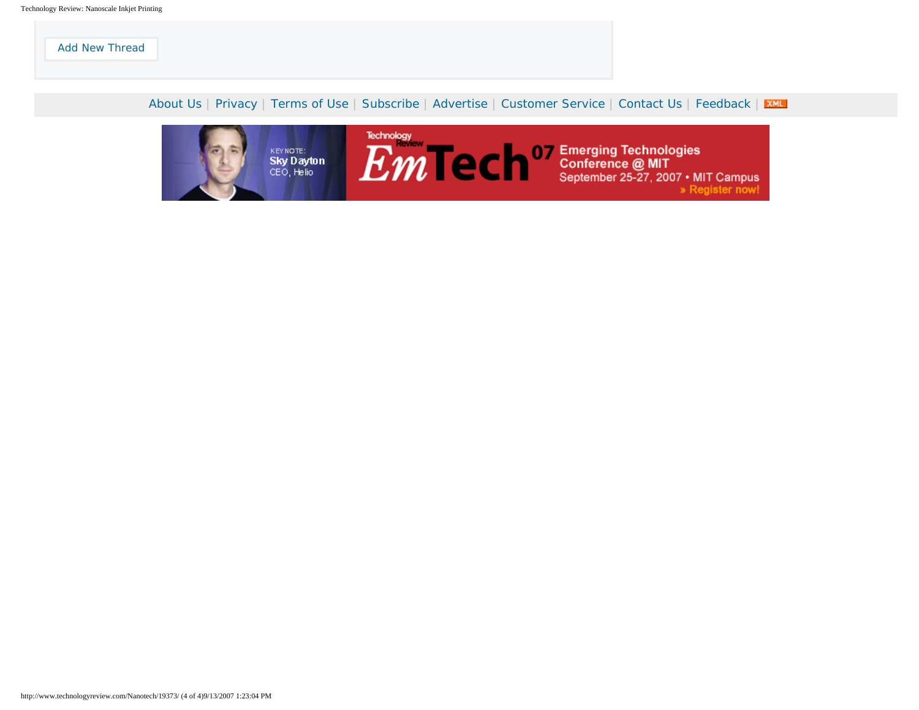Add New Thread

About Us | Privacy | Terms of Use | Subscribe | Advertise | Customer Service | Contact Us | Feedback | XML

KEYNOTE: Sky Dayton CEO, Helio

Technology Review EmTech 07 Emerging Technologies Conference @ MIT September 25-27, 2007 • MIT Campus » Register now!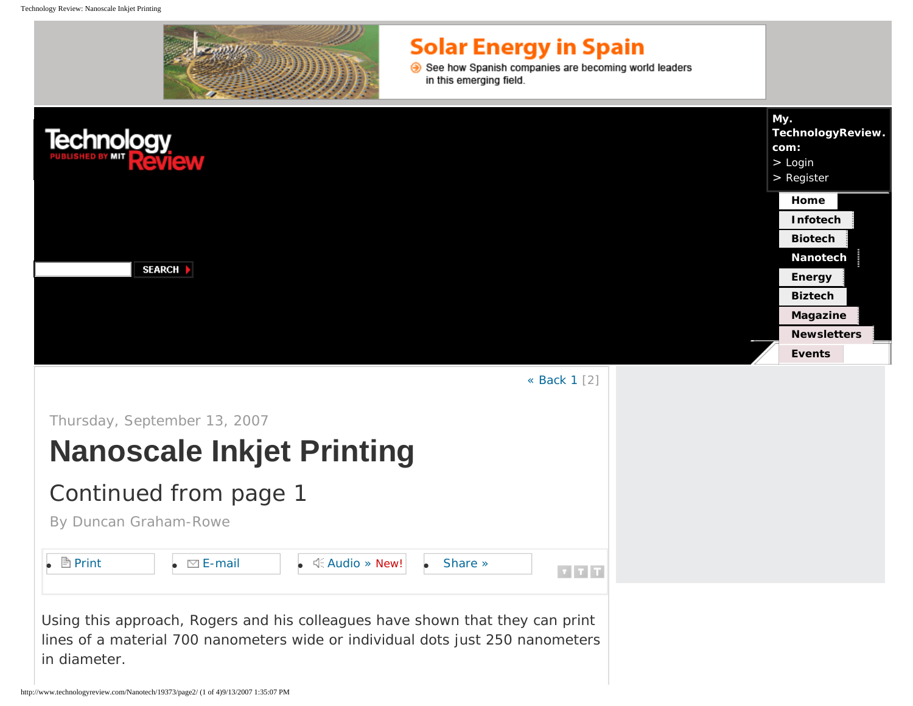Thursday, September 13, 2007

# Nanoscale Inkjet Printing

## Continued from page 1

By Duncan Graham-Rowe

Using this approach, Rogers and his colleagues have shown that they can print lines of a material 700 nanometers wide or individual dots just 250 nanometers in diameter.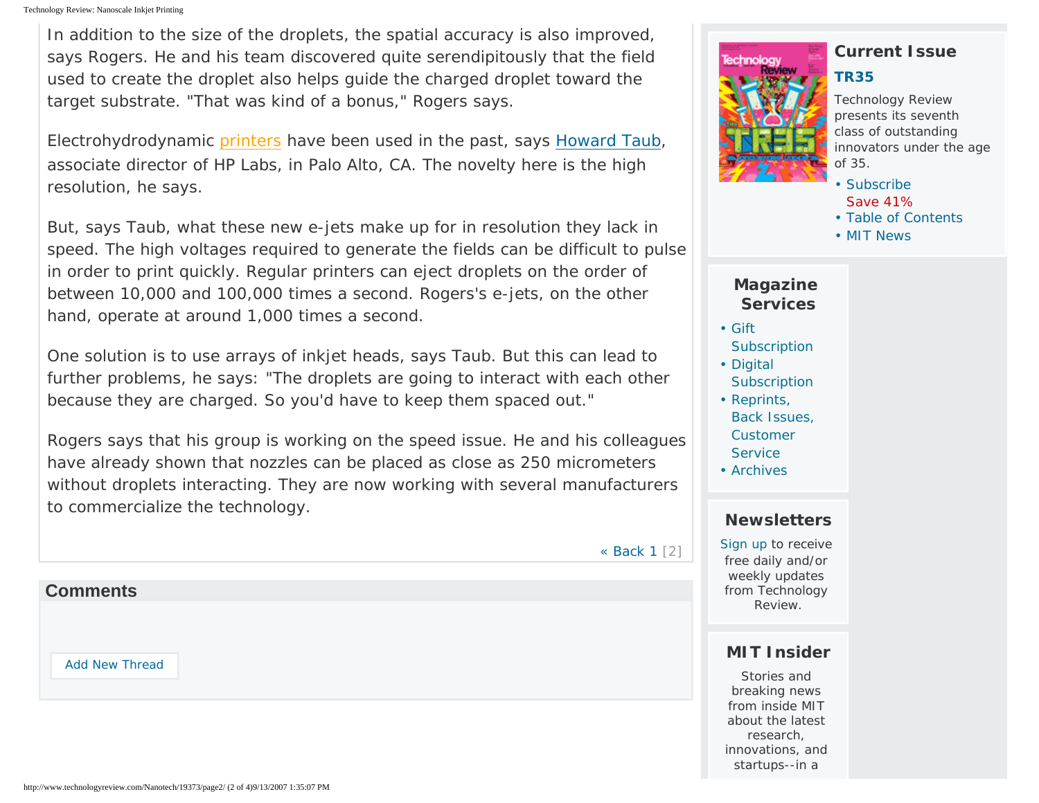In addition to the size of the droplets, the spatial accuracy is also improved, says Rogers. He and his team discovered quite serendipitously that the field used to create the droplet also helps guide the charged droplet toward the target substrate. "That was kind of a bonus," Rogers says.

Electrohydrodynamic printers have been used in the past, says Howard Taub, associate director of HP Labs, in Palo Alto, CA. The novelty here is the high resolution, he says.

But, says Taub, what these new e-jets make up for in resolution they lack in speed. The high voltages required to generate the fields can be difficult to pulse in order to print quickly. Regular printers can eject droplets on the order of between 10,000 and 100,000 times a second. Rogers's e-jets, on the other hand, operate at around 1,000 times a second.

One solution is to use arrays of inkjet heads, says Taub. But this can lead to further problems, he says: "The droplets are going to interact with each other because they are charged. So you'd have to keep them spaced out."

Rogers says that his group is working on the speed issue. He and his colleagues have already shown that nozzles can be placed as close as 250 micrometers without droplets interacting. They are now working with several manufacturers to commercialize the technology.

« Back 1 [2]

## Comments

Add New Thread

## Current Issue

**TR35**

Technology Review presents its seventh class of outstanding innovators under the age of 35.

- Subscribe Save 41%
- Table of Contents
- MIT News

## Magazine Services

- Gift Subscription
- Digital Subscription
- Reprints, Back Issues, Customer Service
- Archives

## Newsletters

Sign up to receive free daily and/or weekly updates from Technology Review.

## MIT Insider

Stories and breaking news from inside MIT about the latest research, innovations, and startups--in a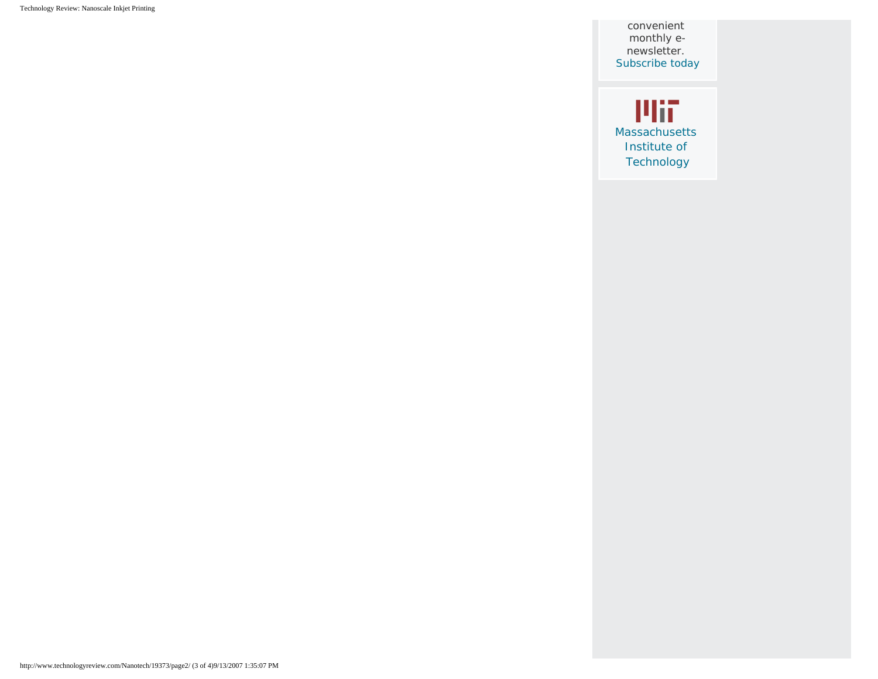convenient monthly e-newsletter. Subscribe today

Massachusetts Institute of Technology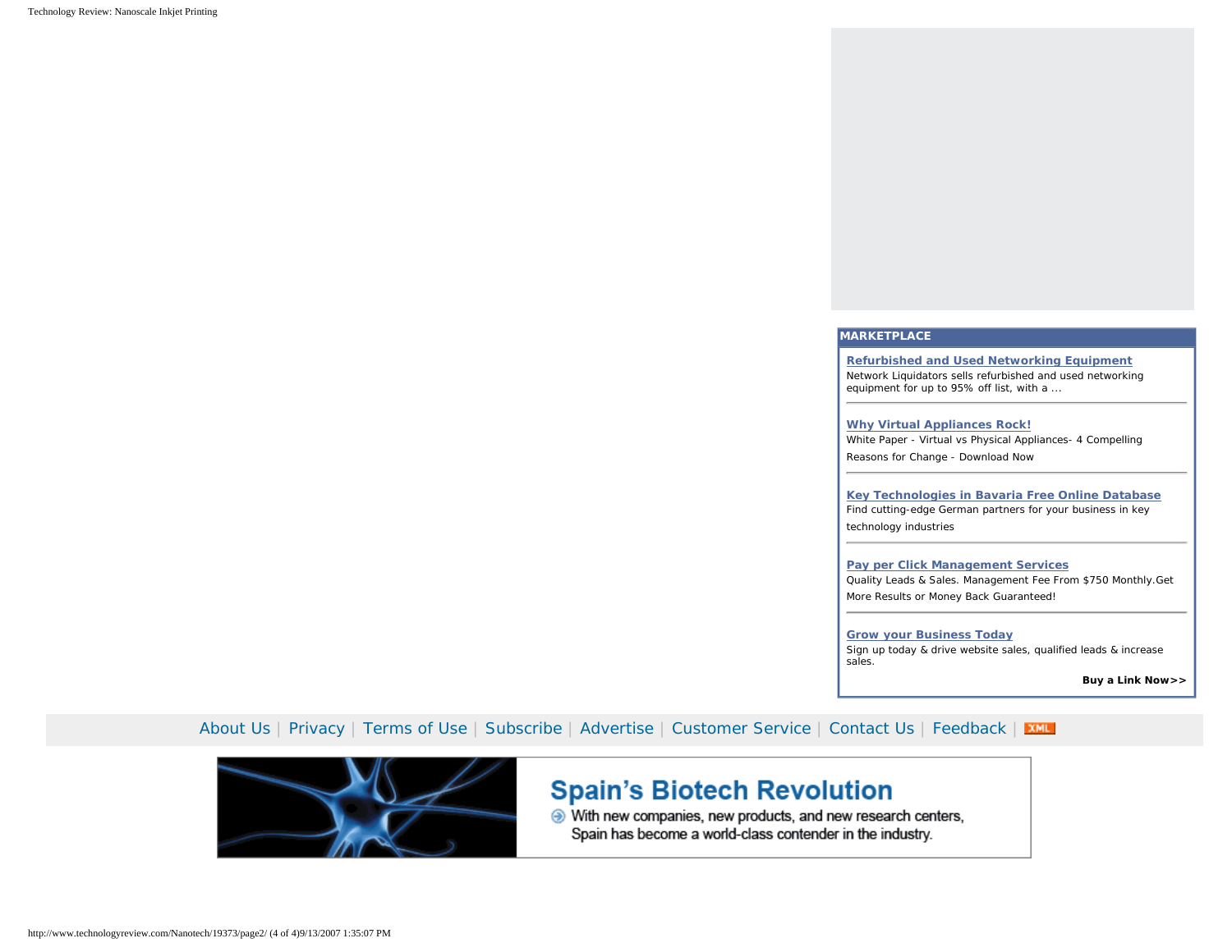**MARKETPLACE**

**Refurbished and Used Networking Equipment**
Network Liquidators sells refurbished and used networking equipment for up to 95% off list, with a ...

**Why Virtual Appliances Rock!**
White Paper - Virtual vs Physical Appliances- 4 Compelling Reasons for Change - Download Now

**Key Technologies in Bavaria Free Online Database**
Find cutting-edge German partners for your business in key technology industries

**Pay per Click Management Services**
Quality Leads & Sales. Management Fee From $750 Monthly.Get More Results or Money Back Guaranteed!

**Grow your Business Today**
Sign up today & drive website sales, qualified leads & increase sales.

**Buy a Link Now>>**

About Us | Privacy | Terms of Use | Subscribe | Advertise | Customer Service | Contact Us | Feedback | XML

**Spain's Biotech Revolution**
With new companies, new products, and new research centers, Spain has become a world-class contender in the industry.